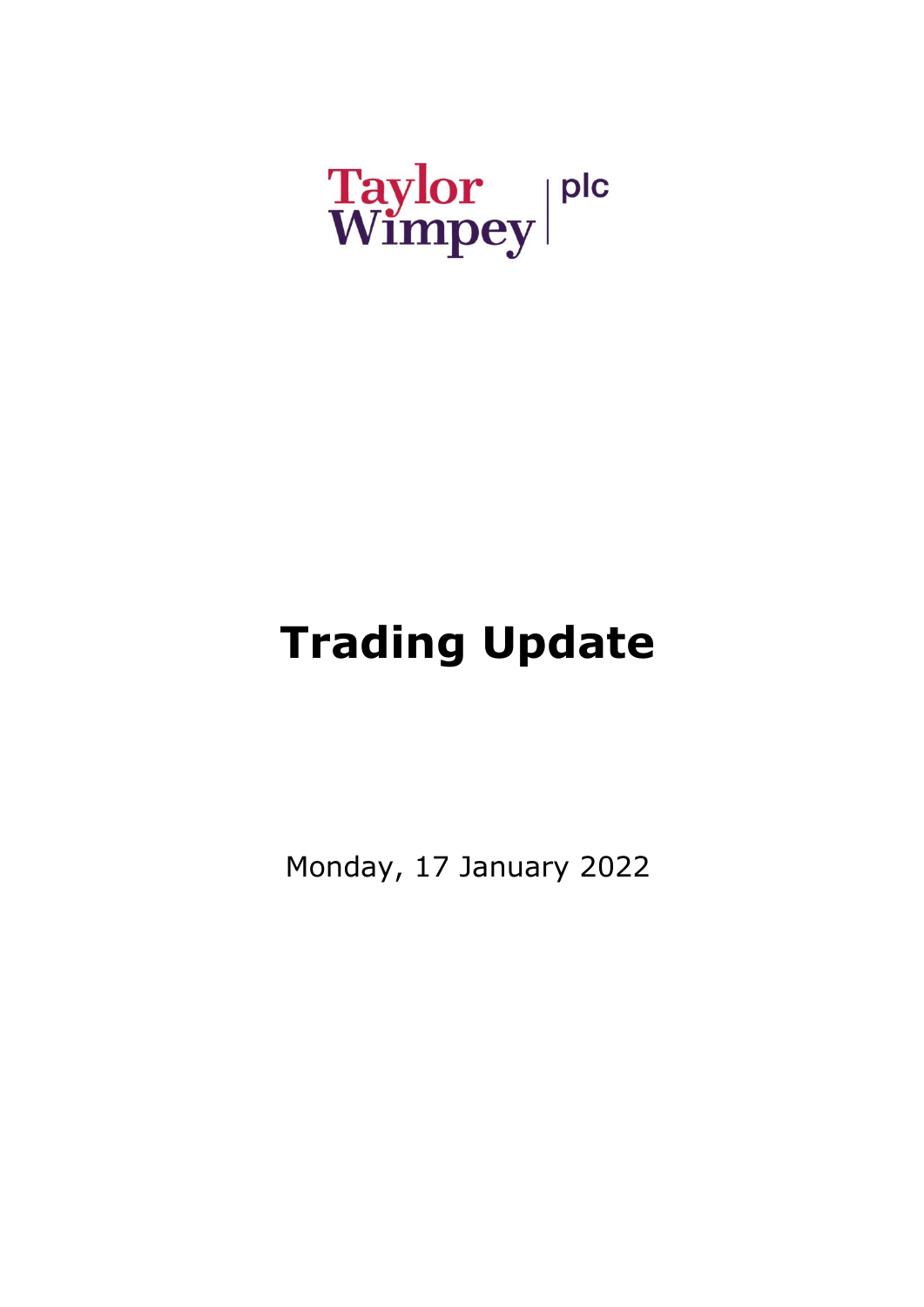Taylor Wimpey | plc

# Trading Update

Monday, 17 January 2022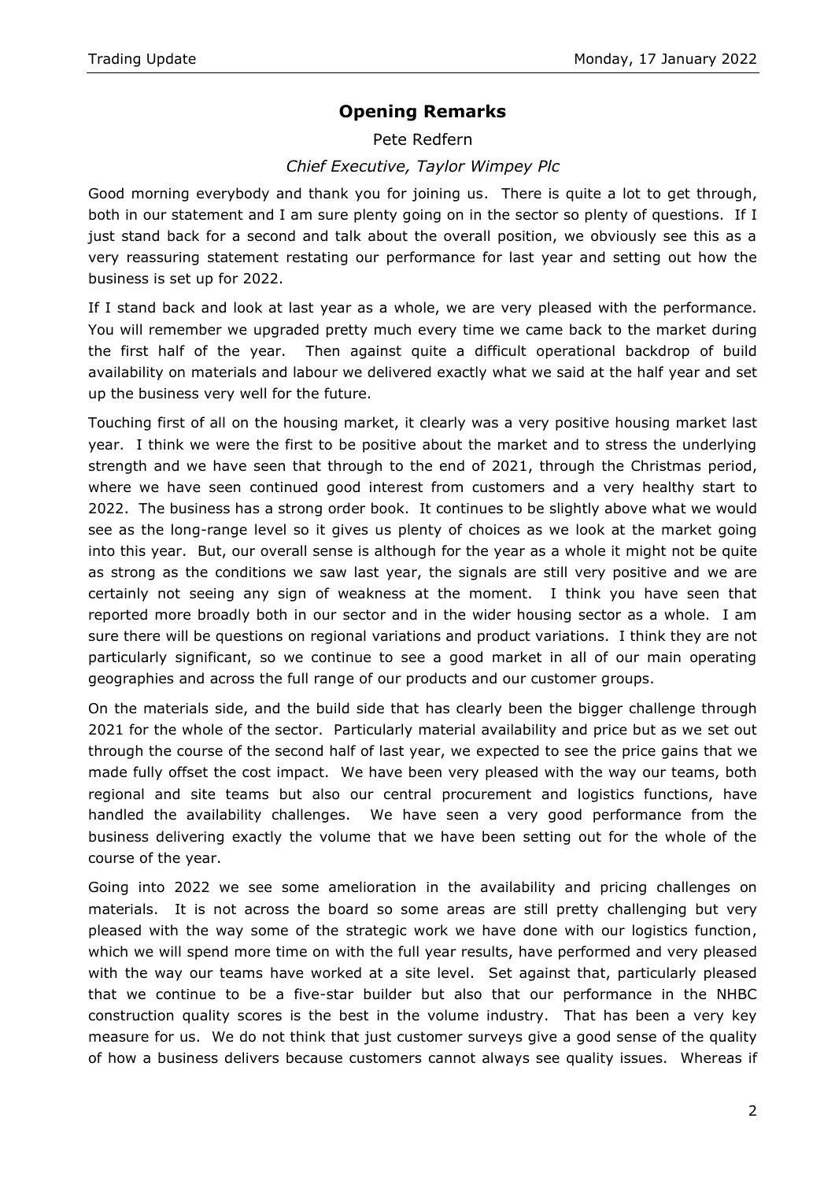## Opening Remarks

Pete Redfern

*Chief Executive, Taylor Wimpey Plc*

Good morning everybody and thank you for joining us. There is quite a lot to get through, both in our statement and I am sure plenty going on in the sector so plenty of questions. If I just stand back for a second and talk about the overall position, we obviously see this as a very reassuring statement restating our performance for last year and setting out how the business is set up for 2022.

If I stand back and look at last year as a whole, we are very pleased with the performance. You will remember we upgraded pretty much every time we came back to the market during the first half of the year. Then against quite a difficult operational backdrop of build availability on materials and labour we delivered exactly what we said at the half year and set up the business very well for the future.

Touching first of all on the housing market, it clearly was a very positive housing market last year. I think we were the first to be positive about the market and to stress the underlying strength and we have seen that through to the end of 2021, through the Christmas period, where we have seen continued good interest from customers and a very healthy start to 2022. The business has a strong order book. It continues to be slightly above what we would see as the long-range level so it gives us plenty of choices as we look at the market going into this year. But, our overall sense is although for the year as a whole it might not be quite as strong as the conditions we saw last year, the signals are still very positive and we are certainly not seeing any sign of weakness at the moment. I think you have seen that reported more broadly both in our sector and in the wider housing sector as a whole. I am sure there will be questions on regional variations and product variations. I think they are not particularly significant, so we continue to see a good market in all of our main operating geographies and across the full range of our products and our customer groups.

On the materials side, and the build side that has clearly been the bigger challenge through 2021 for the whole of the sector. Particularly material availability and price but as we set out through the course of the second half of last year, we expected to see the price gains that we made fully offset the cost impact. We have been very pleased with the way our teams, both regional and site teams but also our central procurement and logistics functions, have handled the availability challenges. We have seen a very good performance from the business delivering exactly the volume that we have been setting out for the whole of the course of the year.

Going into 2022 we see some amelioration in the availability and pricing challenges on materials. It is not across the board so some areas are still pretty challenging but very pleased with the way some of the strategic work we have done with our logistics function, which we will spend more time on with the full year results, have performed and very pleased with the way our teams have worked at a site level. Set against that, particularly pleased that we continue to be a five-star builder but also that our performance in the NHBC construction quality scores is the best in the volume industry. That has been a very key measure for us. We do not think that just customer surveys give a good sense of the quality of how a business delivers because customers cannot always see quality issues. Whereas if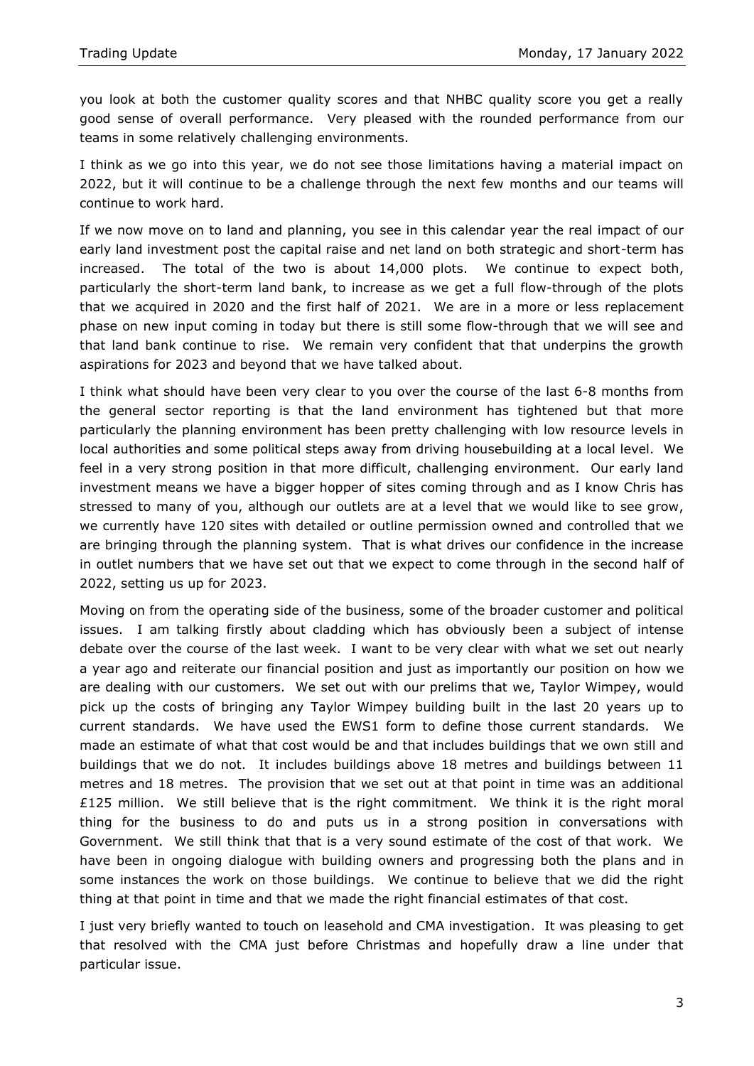you look at both the customer quality scores and that NHBC quality score you get a really good sense of overall performance. Very pleased with the rounded performance from our teams in some relatively challenging environments.

I think as we go into this year, we do not see those limitations having a material impact on 2022, but it will continue to be a challenge through the next few months and our teams will continue to work hard.

If we now move on to land and planning, you see in this calendar year the real impact of our early land investment post the capital raise and net land on both strategic and short-term has increased. The total of the two is about 14,000 plots. We continue to expect both, particularly the short-term land bank, to increase as we get a full flow-through of the plots that we acquired in 2020 and the first half of 2021. We are in a more or less replacement phase on new input coming in today but there is still some flow-through that we will see and that land bank continue to rise. We remain very confident that that underpins the growth aspirations for 2023 and beyond that we have talked about.

I think what should have been very clear to you over the course of the last 6-8 months from the general sector reporting is that the land environment has tightened but that more particularly the planning environment has been pretty challenging with low resource levels in local authorities and some political steps away from driving housebuilding at a local level. We feel in a very strong position in that more difficult, challenging environment. Our early land investment means we have a bigger hopper of sites coming through and as I know Chris has stressed to many of you, although our outlets are at a level that we would like to see grow, we currently have 120 sites with detailed or outline permission owned and controlled that we are bringing through the planning system. That is what drives our confidence in the increase in outlet numbers that we have set out that we expect to come through in the second half of 2022, setting us up for 2023.

Moving on from the operating side of the business, some of the broader customer and political issues. I am talking firstly about cladding which has obviously been a subject of intense debate over the course of the last week. I want to be very clear with what we set out nearly a year ago and reiterate our financial position and just as importantly our position on how we are dealing with our customers. We set out with our prelims that we, Taylor Wimpey, would pick up the costs of bringing any Taylor Wimpey building built in the last 20 years up to current standards. We have used the EWS1 form to define those current standards. We made an estimate of what that cost would be and that includes buildings that we own still and buildings that we do not. It includes buildings above 18 metres and buildings between 11 metres and 18 metres. The provision that we set out at that point in time was an additional £125 million. We still believe that is the right commitment. We think it is the right moral thing for the business to do and puts us in a strong position in conversations with Government. We still think that that is a very sound estimate of the cost of that work. We have been in ongoing dialogue with building owners and progressing both the plans and in some instances the work on those buildings. We continue to believe that we did the right thing at that point in time and that we made the right financial estimates of that cost.

I just very briefly wanted to touch on leasehold and CMA investigation. It was pleasing to get that resolved with the CMA just before Christmas and hopefully draw a line under that particular issue.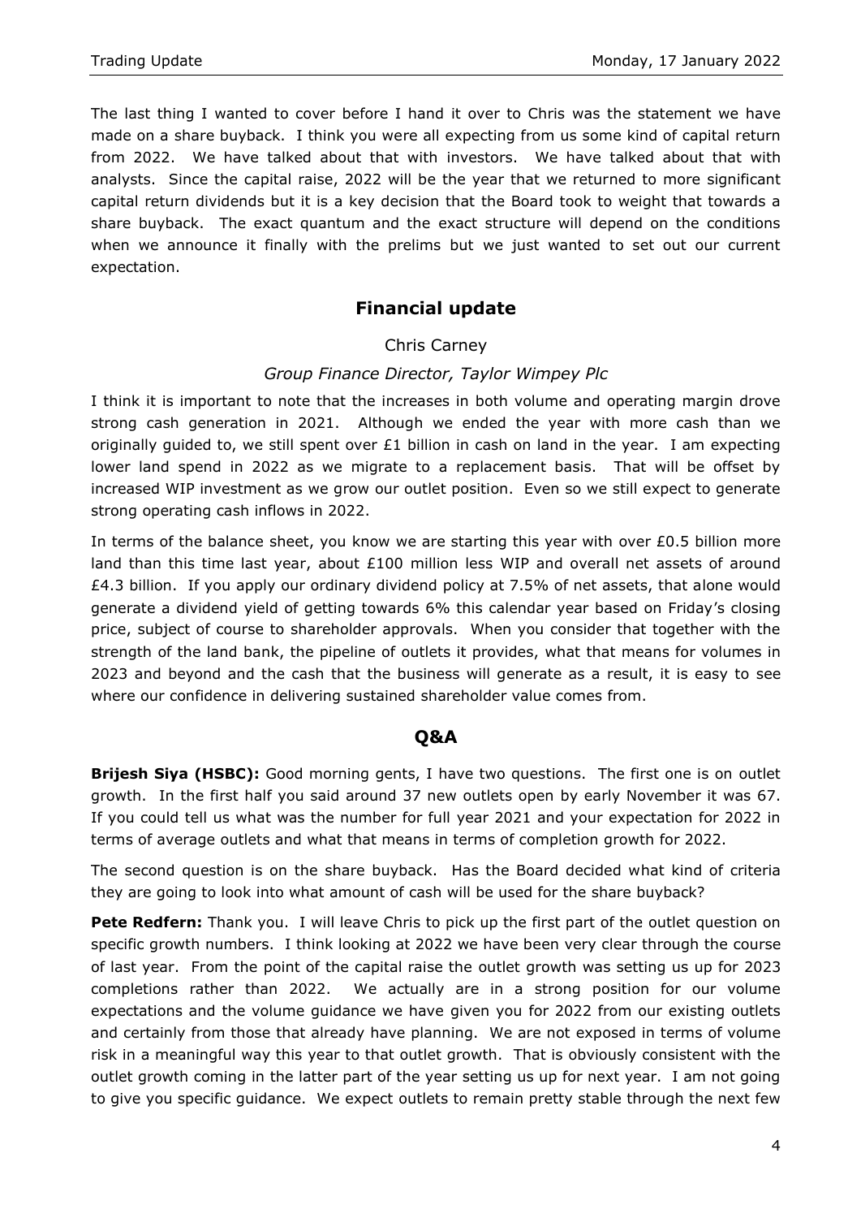The last thing I wanted to cover before I hand it over to Chris was the statement we have made on a share buyback. I think you were all expecting from us some kind of capital return from 2022. We have talked about that with investors. We have talked about that with analysts. Since the capital raise, 2022 will be the year that we returned to more significant capital return dividends but it is a key decision that the Board took to weight that towards a share buyback. The exact quantum and the exact structure will depend on the conditions when we announce it finally with the prelims but we just wanted to set out our current expectation.

## Financial update

Chris Carney

*Group Finance Director, Taylor Wimpey Plc*

I think it is important to note that the increases in both volume and operating margin drove strong cash generation in 2021. Although we ended the year with more cash than we originally guided to, we still spent over £1 billion in cash on land in the year. I am expecting lower land spend in 2022 as we migrate to a replacement basis. That will be offset by increased WIP investment as we grow our outlet position. Even so we still expect to generate strong operating cash inflows in 2022.

In terms of the balance sheet, you know we are starting this year with over £0.5 billion more land than this time last year, about £100 million less WIP and overall net assets of around £4.3 billion. If you apply our ordinary dividend policy at 7.5% of net assets, that alone would generate a dividend yield of getting towards 6% this calendar year based on Friday's closing price, subject of course to shareholder approvals. When you consider that together with the strength of the land bank, the pipeline of outlets it provides, what that means for volumes in 2023 and beyond and the cash that the business will generate as a result, it is easy to see where our confidence in delivering sustained shareholder value comes from.

## Q&A

**Brijesh Siya (HSBC):** Good morning gents, I have two questions. The first one is on outlet growth. In the first half you said around 37 new outlets open by early November it was 67. If you could tell us what was the number for full year 2021 and your expectation for 2022 in terms of average outlets and what that means in terms of completion growth for 2022.

The second question is on the share buyback. Has the Board decided what kind of criteria they are going to look into what amount of cash will be used for the share buyback?

**Pete Redfern:** Thank you. I will leave Chris to pick up the first part of the outlet question on specific growth numbers. I think looking at 2022 we have been very clear through the course of last year. From the point of the capital raise the outlet growth was setting us up for 2023 completions rather than 2022. We actually are in a strong position for our volume expectations and the volume guidance we have given you for 2022 from our existing outlets and certainly from those that already have planning. We are not exposed in terms of volume risk in a meaningful way this year to that outlet growth. That is obviously consistent with the outlet growth coming in the latter part of the year setting us up for next year. I am not going to give you specific guidance. We expect outlets to remain pretty stable through the next few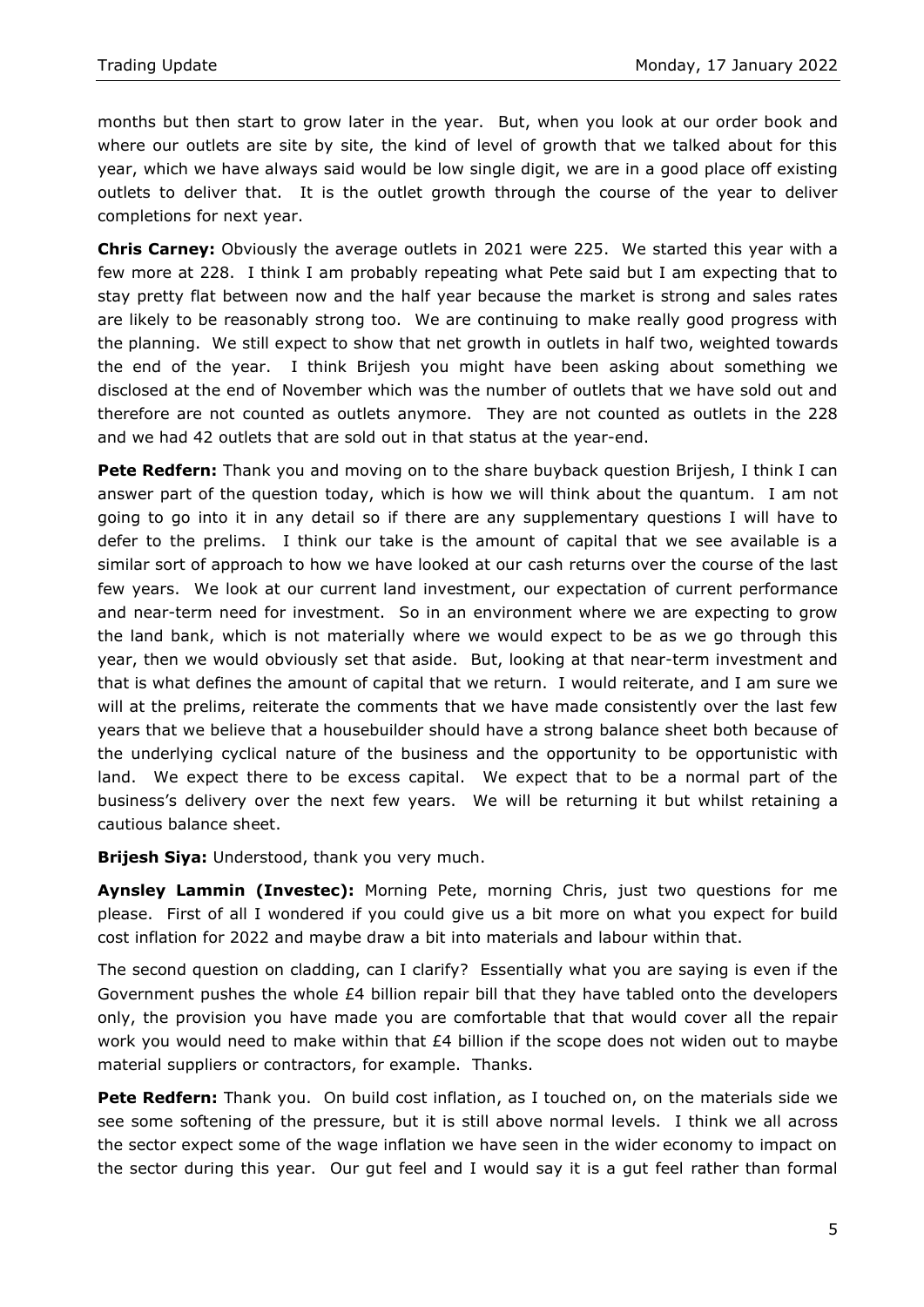months but then start to grow later in the year. But, when you look at our order book and where our outlets are site by site, the kind of level of growth that we talked about for this year, which we have always said would be low single digit, we are in a good place off existing outlets to deliver that. It is the outlet growth through the course of the year to deliver completions for next year.

**Chris Carney:** Obviously the average outlets in 2021 were 225. We started this year with a few more at 228. I think I am probably repeating what Pete said but I am expecting that to stay pretty flat between now and the half year because the market is strong and sales rates are likely to be reasonably strong too. We are continuing to make really good progress with the planning. We still expect to show that net growth in outlets in half two, weighted towards the end of the year. I think Brijesh you might have been asking about something we disclosed at the end of November which was the number of outlets that we have sold out and therefore are not counted as outlets anymore. They are not counted as outlets in the 228 and we had 42 outlets that are sold out in that status at the year-end.

**Pete Redfern:** Thank you and moving on to the share buyback question Brijesh, I think I can answer part of the question today, which is how we will think about the quantum. I am not going to go into it in any detail so if there are any supplementary questions I will have to defer to the prelims. I think our take is the amount of capital that we see available is a similar sort of approach to how we have looked at our cash returns over the course of the last few years. We look at our current land investment, our expectation of current performance and near-term need for investment. So in an environment where we are expecting to grow the land bank, which is not materially where we would expect to be as we go through this year, then we would obviously set that aside. But, looking at that near-term investment and that is what defines the amount of capital that we return. I would reiterate, and I am sure we will at the prelims, reiterate the comments that we have made consistently over the last few years that we believe that a housebuilder should have a strong balance sheet both because of the underlying cyclical nature of the business and the opportunity to be opportunistic with land. We expect there to be excess capital. We expect that to be a normal part of the business's delivery over the next few years. We will be returning it but whilst retaining a cautious balance sheet.

**Brijesh Siya:** Understood, thank you very much.

**Aynsley Lammin (Investec):** Morning Pete, morning Chris, just two questions for me please. First of all I wondered if you could give us a bit more on what you expect for build cost inflation for 2022 and maybe draw a bit into materials and labour within that.

The second question on cladding, can I clarify? Essentially what you are saying is even if the Government pushes the whole £4 billion repair bill that they have tabled onto the developers only, the provision you have made you are comfortable that that would cover all the repair work you would need to make within that £4 billion if the scope does not widen out to maybe material suppliers or contractors, for example. Thanks.

**Pete Redfern:** Thank you. On build cost inflation, as I touched on, on the materials side we see some softening of the pressure, but it is still above normal levels. I think we all across the sector expect some of the wage inflation we have seen in the wider economy to impact on the sector during this year. Our gut feel and I would say it is a gut feel rather than formal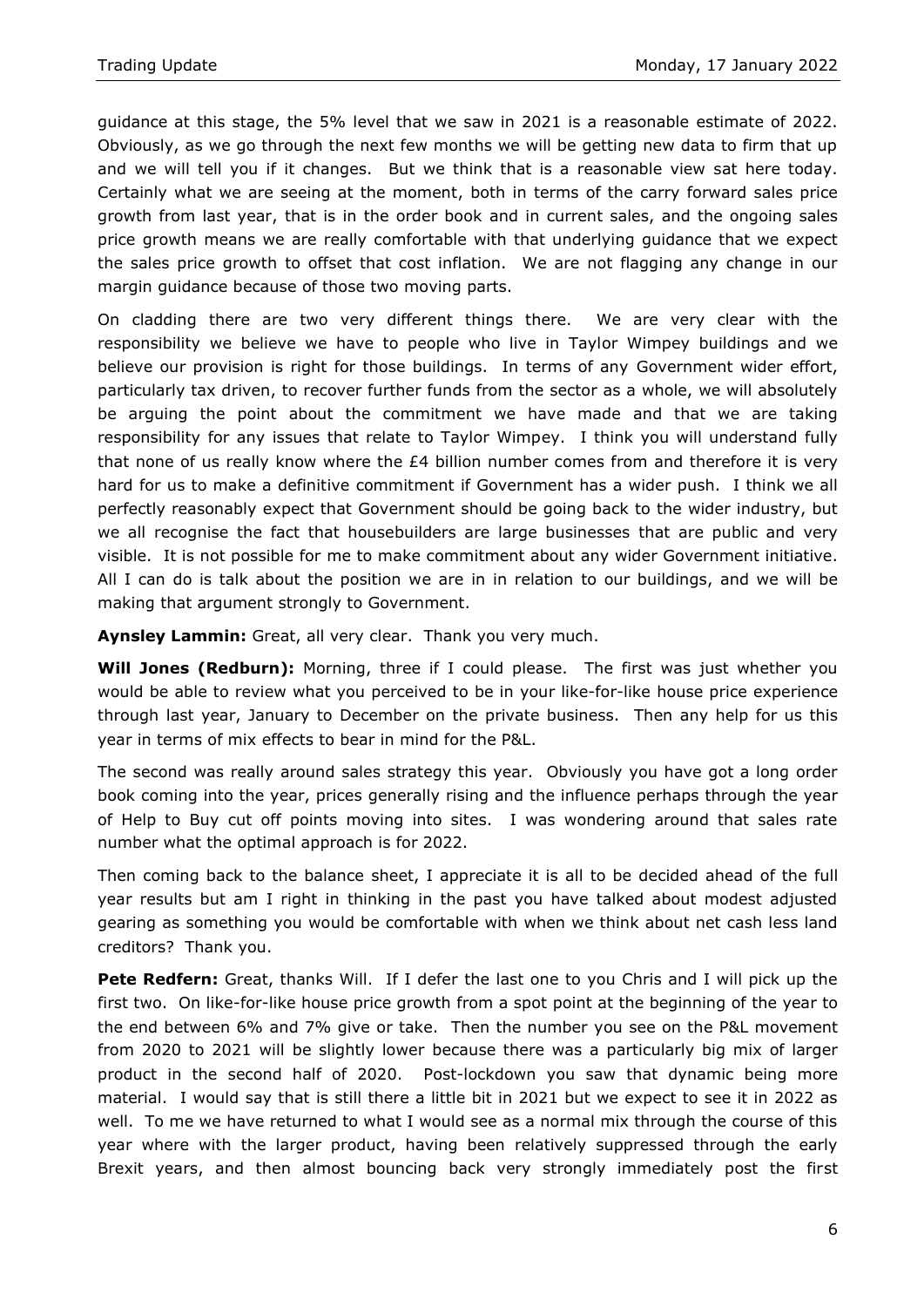guidance at this stage, the 5% level that we saw in 2021 is a reasonable estimate of 2022. Obviously, as we go through the next few months we will be getting new data to firm that up and we will tell you if it changes. But we think that is a reasonable view sat here today. Certainly what we are seeing at the moment, both in terms of the carry forward sales price growth from last year, that is in the order book and in current sales, and the ongoing sales price growth means we are really comfortable with that underlying guidance that we expect the sales price growth to offset that cost inflation. We are not flagging any change in our margin guidance because of those two moving parts.

On cladding there are two very different things there. We are very clear with the responsibility we believe we have to people who live in Taylor Wimpey buildings and we believe our provision is right for those buildings. In terms of any Government wider effort, particularly tax driven, to recover further funds from the sector as a whole, we will absolutely be arguing the point about the commitment we have made and that we are taking responsibility for any issues that relate to Taylor Wimpey. I think you will understand fully that none of us really know where the £4 billion number comes from and therefore it is very hard for us to make a definitive commitment if Government has a wider push. I think we all perfectly reasonably expect that Government should be going back to the wider industry, but we all recognise the fact that housebuilders are large businesses that are public and very visible. It is not possible for me to make commitment about any wider Government initiative. All I can do is talk about the position we are in in relation to our buildings, and we will be making that argument strongly to Government.

**Aynsley Lammin:** Great, all very clear. Thank you very much.

**Will Jones (Redburn):** Morning, three if I could please. The first was just whether you would be able to review what you perceived to be in your like-for-like house price experience through last year, January to December on the private business. Then any help for us this year in terms of mix effects to bear in mind for the P&L.

The second was really around sales strategy this year. Obviously you have got a long order book coming into the year, prices generally rising and the influence perhaps through the year of Help to Buy cut off points moving into sites. I was wondering around that sales rate number what the optimal approach is for 2022.

Then coming back to the balance sheet, I appreciate it is all to be decided ahead of the full year results but am I right in thinking in the past you have talked about modest adjusted gearing as something you would be comfortable with when we think about net cash less land creditors? Thank you.

**Pete Redfern:** Great, thanks Will. If I defer the last one to you Chris and I will pick up the first two. On like-for-like house price growth from a spot point at the beginning of the year to the end between 6% and 7% give or take. Then the number you see on the P&L movement from 2020 to 2021 will be slightly lower because there was a particularly big mix of larger product in the second half of 2020. Post-lockdown you saw that dynamic being more material. I would say that is still there a little bit in 2021 but we expect to see it in 2022 as well. To me we have returned to what I would see as a normal mix through the course of this year where with the larger product, having been relatively suppressed through the early Brexit years, and then almost bouncing back very strongly immediately post the first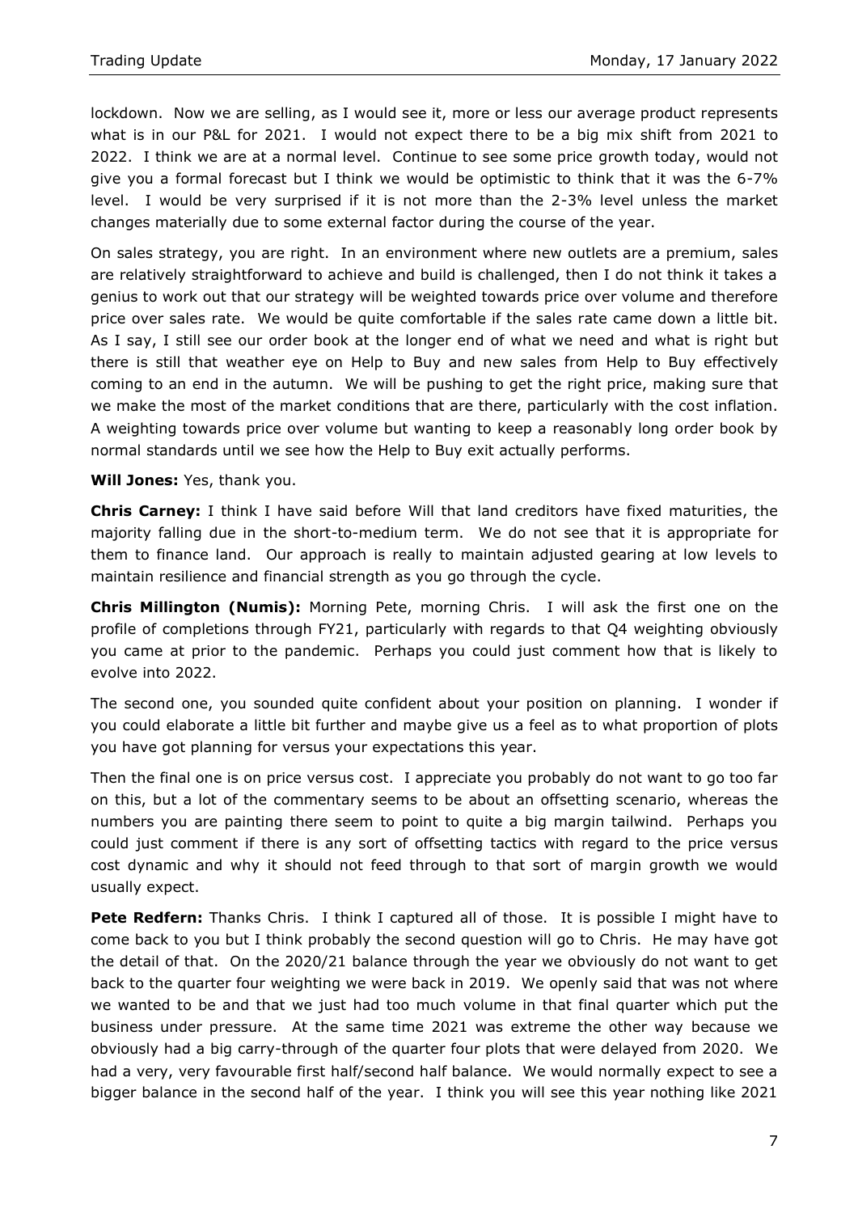lockdown. Now we are selling, as I would see it, more or less our average product represents what is in our P&L for 2021. I would not expect there to be a big mix shift from 2021 to 2022. I think we are at a normal level. Continue to see some price growth today, would not give you a formal forecast but I think we would be optimistic to think that it was the 6-7% level. I would be very surprised if it is not more than the 2-3% level unless the market changes materially due to some external factor during the course of the year.

On sales strategy, you are right. In an environment where new outlets are a premium, sales are relatively straightforward to achieve and build is challenged, then I do not think it takes a genius to work out that our strategy will be weighted towards price over volume and therefore price over sales rate. We would be quite comfortable if the sales rate came down a little bit. As I say, I still see our order book at the longer end of what we need and what is right but there is still that weather eye on Help to Buy and new sales from Help to Buy effectively coming to an end in the autumn. We will be pushing to get the right price, making sure that we make the most of the market conditions that are there, particularly with the cost inflation. A weighting towards price over volume but wanting to keep a reasonably long order book by normal standards until we see how the Help to Buy exit actually performs.

**Will Jones:** Yes, thank you.

**Chris Carney:** I think I have said before Will that land creditors have fixed maturities, the majority falling due in the short-to-medium term. We do not see that it is appropriate for them to finance land. Our approach is really to maintain adjusted gearing at low levels to maintain resilience and financial strength as you go through the cycle.

**Chris Millington (Numis):** Morning Pete, morning Chris. I will ask the first one on the profile of completions through FY21, particularly with regards to that Q4 weighting obviously you came at prior to the pandemic. Perhaps you could just comment how that is likely to evolve into 2022.

The second one, you sounded quite confident about your position on planning. I wonder if you could elaborate a little bit further and maybe give us a feel as to what proportion of plots you have got planning for versus your expectations this year.

Then the final one is on price versus cost. I appreciate you probably do not want to go too far on this, but a lot of the commentary seems to be about an offsetting scenario, whereas the numbers you are painting there seem to point to quite a big margin tailwind. Perhaps you could just comment if there is any sort of offsetting tactics with regard to the price versus cost dynamic and why it should not feed through to that sort of margin growth we would usually expect.

**Pete Redfern:** Thanks Chris. I think I captured all of those. It is possible I might have to come back to you but I think probably the second question will go to Chris. He may have got the detail of that. On the 2020/21 balance through the year we obviously do not want to get back to the quarter four weighting we were back in 2019. We openly said that was not where we wanted to be and that we just had too much volume in that final quarter which put the business under pressure. At the same time 2021 was extreme the other way because we obviously had a big carry-through of the quarter four plots that were delayed from 2020. We had a very, very favourable first half/second half balance. We would normally expect to see a bigger balance in the second half of the year. I think you will see this year nothing like 2021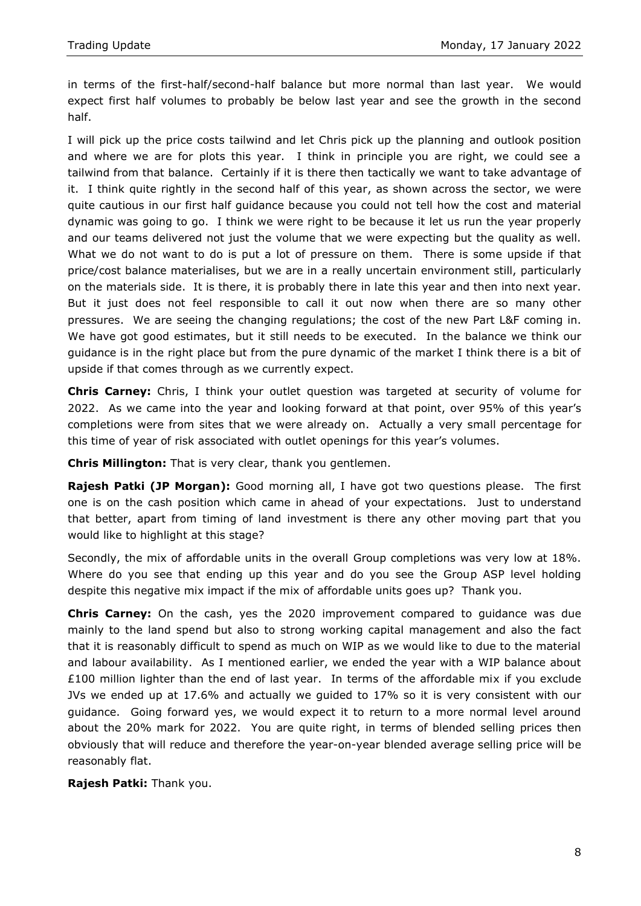in terms of the first-half/second-half balance but more normal than last year. We would expect first half volumes to probably be below last year and see the growth in the second half.

I will pick up the price costs tailwind and let Chris pick up the planning and outlook position and where we are for plots this year. I think in principle you are right, we could see a tailwind from that balance. Certainly if it is there then tactically we want to take advantage of it. I think quite rightly in the second half of this year, as shown across the sector, we were quite cautious in our first half guidance because you could not tell how the cost and material dynamic was going to go. I think we were right to be because it let us run the year properly and our teams delivered not just the volume that we were expecting but the quality as well. What we do not want to do is put a lot of pressure on them. There is some upside if that price/cost balance materialises, but we are in a really uncertain environment still, particularly on the materials side. It is there, it is probably there in late this year and then into next year. But it just does not feel responsible to call it out now when there are so many other pressures. We are seeing the changing regulations; the cost of the new Part L&F coming in. We have got good estimates, but it still needs to be executed. In the balance we think our guidance is in the right place but from the pure dynamic of the market I think there is a bit of upside if that comes through as we currently expect.

**Chris Carney:** Chris, I think your outlet question was targeted at security of volume for 2022. As we came into the year and looking forward at that point, over 95% of this year's completions were from sites that we were already on. Actually a very small percentage for this time of year of risk associated with outlet openings for this year's volumes.

**Chris Millington:** That is very clear, thank you gentlemen.

**Rajesh Patki (JP Morgan):** Good morning all, I have got two questions please. The first one is on the cash position which came in ahead of your expectations. Just to understand that better, apart from timing of land investment is there any other moving part that you would like to highlight at this stage?

Secondly, the mix of affordable units in the overall Group completions was very low at 18%. Where do you see that ending up this year and do you see the Group ASP level holding despite this negative mix impact if the mix of affordable units goes up? Thank you.

**Chris Carney:** On the cash, yes the 2020 improvement compared to guidance was due mainly to the land spend but also to strong working capital management and also the fact that it is reasonably difficult to spend as much on WIP as we would like to due to the material and labour availability. As I mentioned earlier, we ended the year with a WIP balance about £100 million lighter than the end of last year. In terms of the affordable mix if you exclude JVs we ended up at 17.6% and actually we guided to 17% so it is very consistent with our guidance. Going forward yes, we would expect it to return to a more normal level around about the 20% mark for 2022. You are quite right, in terms of blended selling prices then obviously that will reduce and therefore the year-on-year blended average selling price will be reasonably flat.

**Rajesh Patki:** Thank you.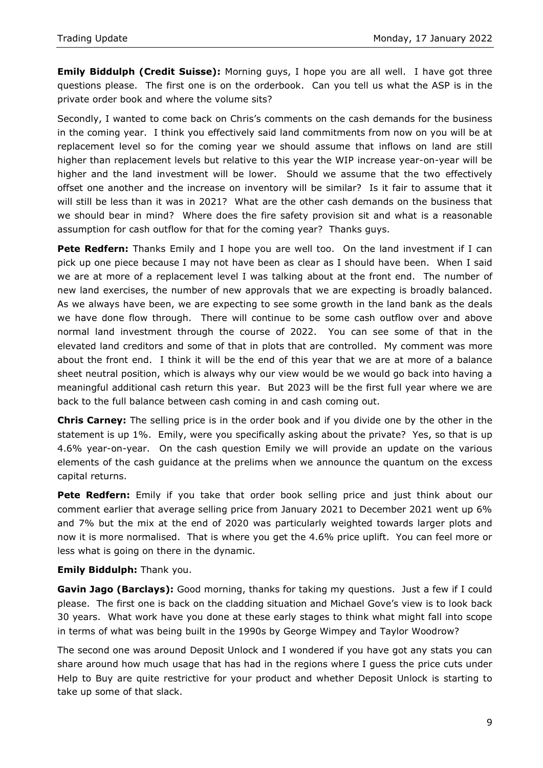**Emily Biddulph (Credit Suisse):** Morning guys, I hope you are all well. I have got three questions please. The first one is on the orderbook. Can you tell us what the ASP is in the private order book and where the volume sits?

Secondly, I wanted to come back on Chris's comments on the cash demands for the business in the coming year. I think you effectively said land commitments from now on you will be at replacement level so for the coming year we should assume that inflows on land are still higher than replacement levels but relative to this year the WIP increase year-on-year will be higher and the land investment will be lower. Should we assume that the two effectively offset one another and the increase on inventory will be similar? Is it fair to assume that it will still be less than it was in 2021? What are the other cash demands on the business that we should bear in mind? Where does the fire safety provision sit and what is a reasonable assumption for cash outflow for that for the coming year? Thanks guys.

**Pete Redfern:** Thanks Emily and I hope you are well too. On the land investment if I can pick up one piece because I may not have been as clear as I should have been. When I said we are at more of a replacement level I was talking about at the front end. The number of new land exercises, the number of new approvals that we are expecting is broadly balanced. As we always have been, we are expecting to see some growth in the land bank as the deals we have done flow through. There will continue to be some cash outflow over and above normal land investment through the course of 2022. You can see some of that in the elevated land creditors and some of that in plots that are controlled. My comment was more about the front end. I think it will be the end of this year that we are at more of a balance sheet neutral position, which is always why our view would be we would go back into having a meaningful additional cash return this year. But 2023 will be the first full year where we are back to the full balance between cash coming in and cash coming out.

**Chris Carney:** The selling price is in the order book and if you divide one by the other in the statement is up 1%. Emily, were you specifically asking about the private? Yes, so that is up 4.6% year-on-year. On the cash question Emily we will provide an update on the various elements of the cash guidance at the prelims when we announce the quantum on the excess capital returns.

**Pete Redfern:** Emily if you take that order book selling price and just think about our comment earlier that average selling price from January 2021 to December 2021 went up 6% and 7% but the mix at the end of 2020 was particularly weighted towards larger plots and now it is more normalised. That is where you get the 4.6% price uplift. You can feel more or less what is going on there in the dynamic.

**Emily Biddulph:** Thank you.

**Gavin Jago (Barclays):** Good morning, thanks for taking my questions. Just a few if I could please. The first one is back on the cladding situation and Michael Gove's view is to look back 30 years. What work have you done at these early stages to think what might fall into scope in terms of what was being built in the 1990s by George Wimpey and Taylor Woodrow?

The second one was around Deposit Unlock and I wondered if you have got any stats you can share around how much usage that has had in the regions where I guess the price cuts under Help to Buy are quite restrictive for your product and whether Deposit Unlock is starting to take up some of that slack.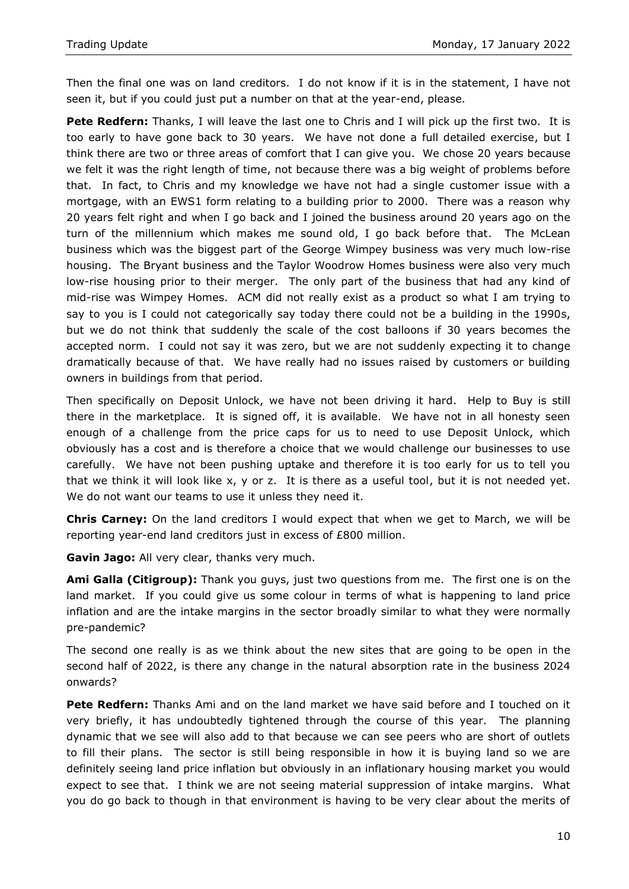Then the final one was on land creditors. I do not know if it is in the statement, I have not seen it, but if you could just put a number on that at the year-end, please.

**Pete Redfern:** Thanks, I will leave the last one to Chris and I will pick up the first two. It is too early to have gone back to 30 years. We have not done a full detailed exercise, but I think there are two or three areas of comfort that I can give you. We chose 20 years because we felt it was the right length of time, not because there was a big weight of problems before that. In fact, to Chris and my knowledge we have not had a single customer issue with a mortgage, with an EWS1 form relating to a building prior to 2000. There was a reason why 20 years felt right and when I go back and I joined the business around 20 years ago on the turn of the millennium which makes me sound old, I go back before that. The McLean business which was the biggest part of the George Wimpey business was very much low-rise housing. The Bryant business and the Taylor Woodrow Homes business were also very much low-rise housing prior to their merger. The only part of the business that had any kind of mid-rise was Wimpey Homes. ACM did not really exist as a product so what I am trying to say to you is I could not categorically say today there could not be a building in the 1990s, but we do not think that suddenly the scale of the cost balloons if 30 years becomes the accepted norm. I could not say it was zero, but we are not suddenly expecting it to change dramatically because of that. We have really had no issues raised by customers or building owners in buildings from that period.

Then specifically on Deposit Unlock, we have not been driving it hard. Help to Buy is still there in the marketplace. It is signed off, it is available. We have not in all honesty seen enough of a challenge from the price caps for us to need to use Deposit Unlock, which obviously has a cost and is therefore a choice that we would challenge our businesses to use carefully. We have not been pushing uptake and therefore it is too early for us to tell you that we think it will look like x, y or z. It is there as a useful tool, but it is not needed yet. We do not want our teams to use it unless they need it.

**Chris Carney:** On the land creditors I would expect that when we get to March, we will be reporting year-end land creditors just in excess of £800 million.

**Gavin Jago:** All very clear, thanks very much.

**Ami Galla (Citigroup):** Thank you guys, just two questions from me. The first one is on the land market. If you could give us some colour in terms of what is happening to land price inflation and are the intake margins in the sector broadly similar to what they were normally pre-pandemic?

The second one really is as we think about the new sites that are going to be open in the second half of 2022, is there any change in the natural absorption rate in the business 2024 onwards?

**Pete Redfern:** Thanks Ami and on the land market we have said before and I touched on it very briefly, it has undoubtedly tightened through the course of this year. The planning dynamic that we see will also add to that because we can see peers who are short of outlets to fill their plans. The sector is still being responsible in how it is buying land so we are definitely seeing land price inflation but obviously in an inflationary housing market you would expect to see that. I think we are not seeing material suppression of intake margins. What you do go back to though in that environment is having to be very clear about the merits of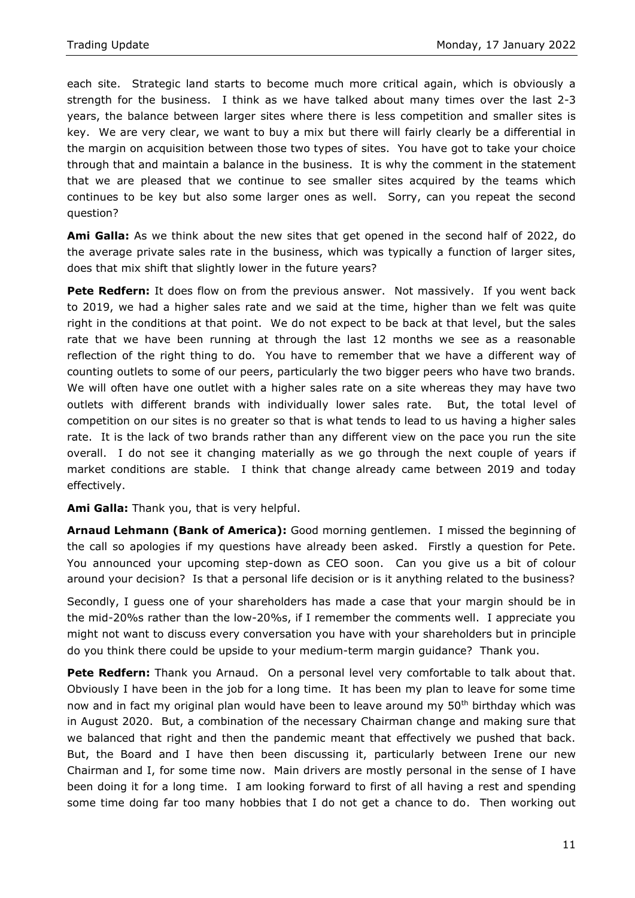each site. Strategic land starts to become much more critical again, which is obviously a strength for the business. I think as we have talked about many times over the last 2-3 years, the balance between larger sites where there is less competition and smaller sites is key. We are very clear, we want to buy a mix but there will fairly clearly be a differential in the margin on acquisition between those two types of sites. You have got to take your choice through that and maintain a balance in the business. It is why the comment in the statement that we are pleased that we continue to see smaller sites acquired by the teams which continues to be key but also some larger ones as well. Sorry, can you repeat the second question?

**Ami Galla:** As we think about the new sites that get opened in the second half of 2022, do the average private sales rate in the business, which was typically a function of larger sites, does that mix shift that slightly lower in the future years?

**Pete Redfern:** It does flow on from the previous answer. Not massively. If you went back to 2019, we had a higher sales rate and we said at the time, higher than we felt was quite right in the conditions at that point. We do not expect to be back at that level, but the sales rate that we have been running at through the last 12 months we see as a reasonable reflection of the right thing to do. You have to remember that we have a different way of counting outlets to some of our peers, particularly the two bigger peers who have two brands. We will often have one outlet with a higher sales rate on a site whereas they may have two outlets with different brands with individually lower sales rate. But, the total level of competition on our sites is no greater so that is what tends to lead to us having a higher sales rate. It is the lack of two brands rather than any different view on the pace you run the site overall. I do not see it changing materially as we go through the next couple of years if market conditions are stable. I think that change already came between 2019 and today effectively.

**Ami Galla:** Thank you, that is very helpful.

**Arnaud Lehmann (Bank of America):** Good morning gentlemen. I missed the beginning of the call so apologies if my questions have already been asked. Firstly a question for Pete. You announced your upcoming step-down as CEO soon. Can you give us a bit of colour around your decision? Is that a personal life decision or is it anything related to the business?

Secondly, I guess one of your shareholders has made a case that your margin should be in the mid-20%s rather than the low-20%s, if I remember the comments well. I appreciate you might not want to discuss every conversation you have with your shareholders but in principle do you think there could be upside to your medium-term margin guidance? Thank you.

**Pete Redfern:** Thank you Arnaud. On a personal level very comfortable to talk about that. Obviously I have been in the job for a long time. It has been my plan to leave for some time now and in fact my original plan would have been to leave around my 50th birthday which was in August 2020. But, a combination of the necessary Chairman change and making sure that we balanced that right and then the pandemic meant that effectively we pushed that back. But, the Board and I have then been discussing it, particularly between Irene our new Chairman and I, for some time now. Main drivers are mostly personal in the sense of I have been doing it for a long time. I am looking forward to first of all having a rest and spending some time doing far too many hobbies that I do not get a chance to do. Then working out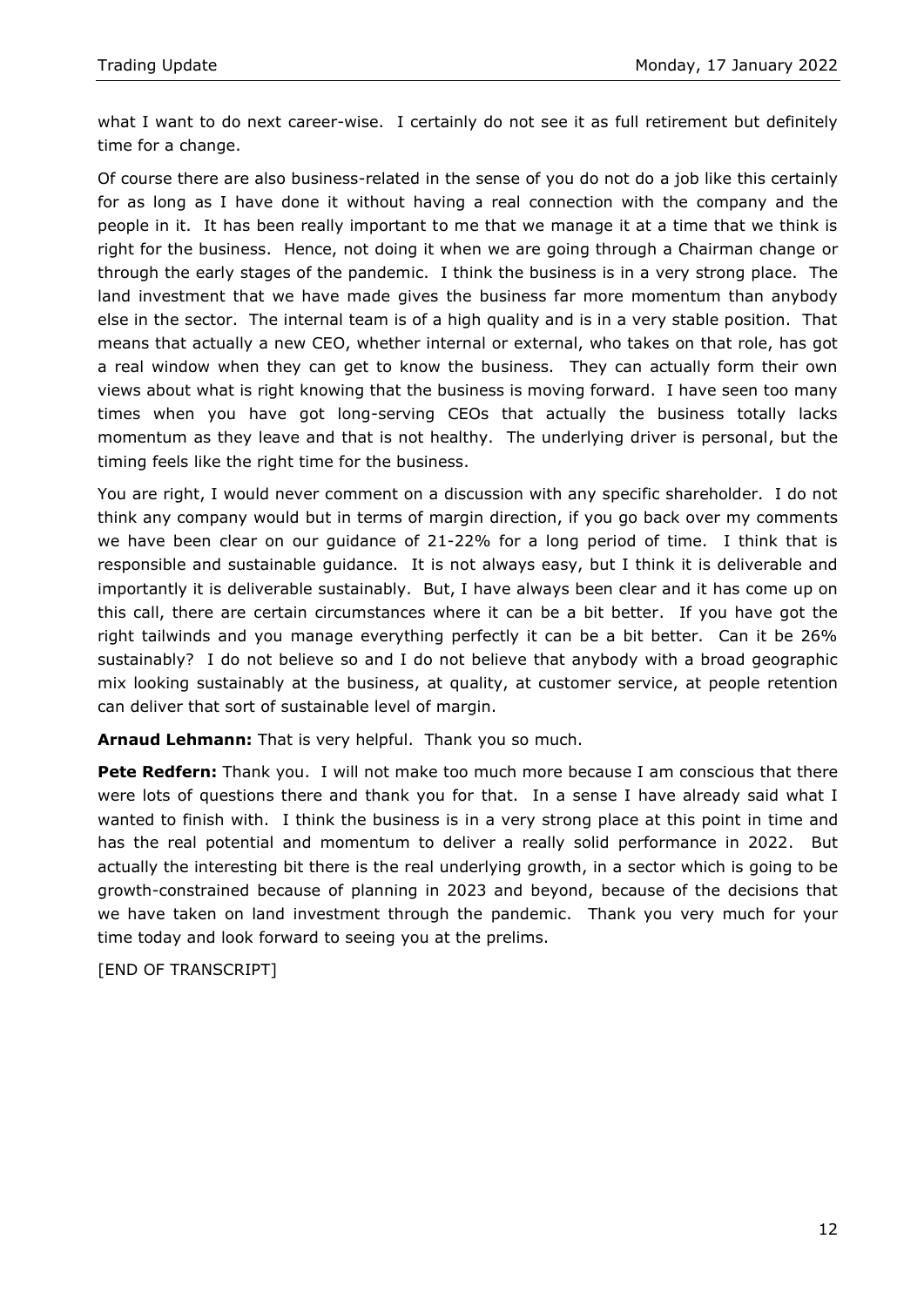what I want to do next career-wise. I certainly do not see it as full retirement but definitely time for a change.

Of course there are also business-related in the sense of you do not do a job like this certainly for as long as I have done it without having a real connection with the company and the people in it. It has been really important to me that we manage it at a time that we think is right for the business. Hence, not doing it when we are going through a Chairman change or through the early stages of the pandemic. I think the business is in a very strong place. The land investment that we have made gives the business far more momentum than anybody else in the sector. The internal team is of a high quality and is in a very stable position. That means that actually a new CEO, whether internal or external, who takes on that role, has got a real window when they can get to know the business. They can actually form their own views about what is right knowing that the business is moving forward. I have seen too many times when you have got long-serving CEOs that actually the business totally lacks momentum as they leave and that is not healthy. The underlying driver is personal, but the timing feels like the right time for the business.

You are right, I would never comment on a discussion with any specific shareholder. I do not think any company would but in terms of margin direction, if you go back over my comments we have been clear on our guidance of 21-22% for a long period of time. I think that is responsible and sustainable guidance. It is not always easy, but I think it is deliverable and importantly it is deliverable sustainably. But, I have always been clear and it has come up on this call, there are certain circumstances where it can be a bit better. If you have got the right tailwinds and you manage everything perfectly it can be a bit better. Can it be 26% sustainably? I do not believe so and I do not believe that anybody with a broad geographic mix looking sustainably at the business, at quality, at customer service, at people retention can deliver that sort of sustainable level of margin.

**Arnaud Lehmann:** That is very helpful. Thank you so much.

**Pete Redfern:** Thank you. I will not make too much more because I am conscious that there were lots of questions there and thank you for that. In a sense I have already said what I wanted to finish with. I think the business is in a very strong place at this point in time and has the real potential and momentum to deliver a really solid performance in 2022. But actually the interesting bit there is the real underlying growth, in a sector which is going to be growth-constrained because of planning in 2023 and beyond, because of the decisions that we have taken on land investment through the pandemic. Thank you very much for your time today and look forward to seeing you at the prelims.

[END OF TRANSCRIPT]